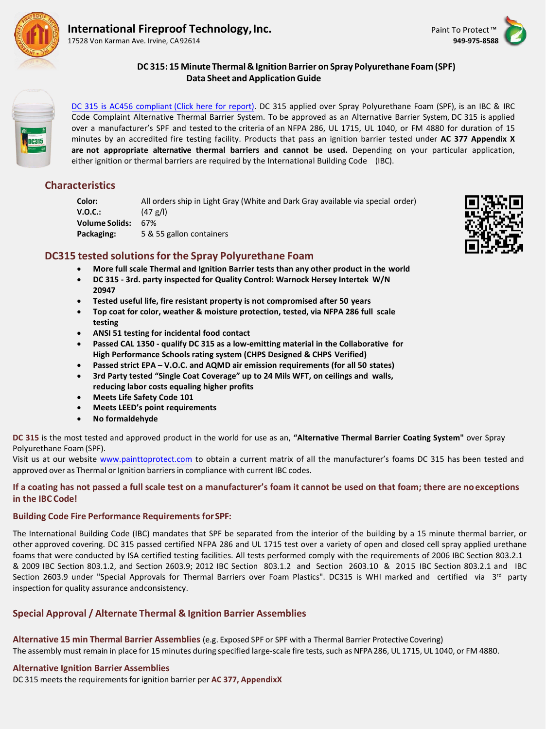# International Fireproof Technology, Inc.

17528 Von Karman Ave. Irvine, CA 92614

Paint To Protect™
949-975-8588

## DC 315: 15 Minute Thermal & Ignition Barrier on Spray Polyurethane Foam (SPF)
## Data Sheet and Application Guide

DC 315 is AC456 compliant (Click here for report). DC 315 applied over Spray Polyurethane Foam (SPF), is an IBC & IRC Code Complaint Alternative Thermal Barrier System. To be approved as an Alternative Barrier System, DC 315 is applied over a manufacturer's SPF and tested to the criteria of an NFPA 286, UL 1715, UL 1040, or FM 4880 for duration of 15 minutes by an accredited fire testing facility. Products that pass an ignition barrier tested under **AC 377 Appendix X are not appropriate alternative thermal barriers and cannot be used.** Depending on your particular application, either ignition or thermal barriers are required by the International Building Code (IBC).

## Characteristics

**Color:** All orders ship in Light Gray (White and Dark Gray available via special order)
**V.O.C.:** (47 g/l)
**Volume Solids:** 67%
**Packaging:** 5 & 55 gallon containers

## DC315 tested solutions for the Spray Polyurethane Foam

- **More full scale Thermal and Ignition Barrier tests than any other product in the world**
- **DC 315 - 3rd. party inspected for Quality Control: Warnock Hersey Intertek W/N 20947**
- **Tested useful life, fire resistant property is not compromised after 50 years**
- **Top coat for color, weather & moisture protection, tested, via NFPA 286 full scale testing**
- **ANSI 51 testing for incidental food contact**
- **Passed CAL 1350 - qualify DC 315 as a low-emitting material in the Collaborative for High Performance Schools rating system (CHPS Designed & CHPS Verified)**
- **Passed strict EPA – V.O.C. and AQMD air emission requirements (for all 50 states)**
- **3rd Party tested "Single Coat Coverage" up to 24 Mils WFT, on ceilings and walls, reducing labor costs equaling higher profits**
- **Meets Life Safety Code 101**
- **Meets LEED's point requirements**
- **No formaldehyde**

**DC 315** is the most tested and approved product in the world for use as an, **"Alternative Thermal Barrier Coating System"** over Spray Polyurethane Foam (SPF).
Visit us at our website www.painttoprotect.com to obtain a current matrix of all the manufacturer's foams DC 315 has been tested and approved over as Thermal or Ignition barriers in compliance with current IBC codes.

**If a coating has not passed a full scale test on a manufacturer's foam it cannot be used on that foam; there are no exceptions in the IBC Code!**

### Building Code Fire Performance Requirements for SPF:

The International Building Code (IBC) mandates that SPF be separated from the interior of the building by a 15 minute thermal barrier, or other approved covering. DC 315 passed certified NFPA 286 and UL 1715 test over a variety of open and closed cell spray applied urethane foams that were conducted by ISA certified testing facilities. All tests performed comply with the requirements of 2006 IBC Section 803.2.1 & 2009 IBC Section 803.1.2, and Section 2603.9; 2012 IBC Section 803.1.2 and Section 2603.10 & 2015 IBC Section 803.2.1 and IBC Section 2603.9 under "Special Approvals for Thermal Barriers over Foam Plastics". DC315 is WHI marked and certified via 3rd party inspection for quality assurance and consistency.

## Special Approval / Alternate Thermal & Ignition Barrier Assemblies

**Alternative 15 min Thermal Barrier Assemblies** (e.g. Exposed SPF or SPF with a Thermal Barrier Protective Covering)
The assembly must remain in place for 15 minutes during specified large-scale fire tests, such as NFPA 286, UL 1715, UL 1040, or FM 4880.

**Alternative Ignition Barrier Assemblies**
DC 315 meets the requirements for ignition barrier per **AC 377, Appendix X**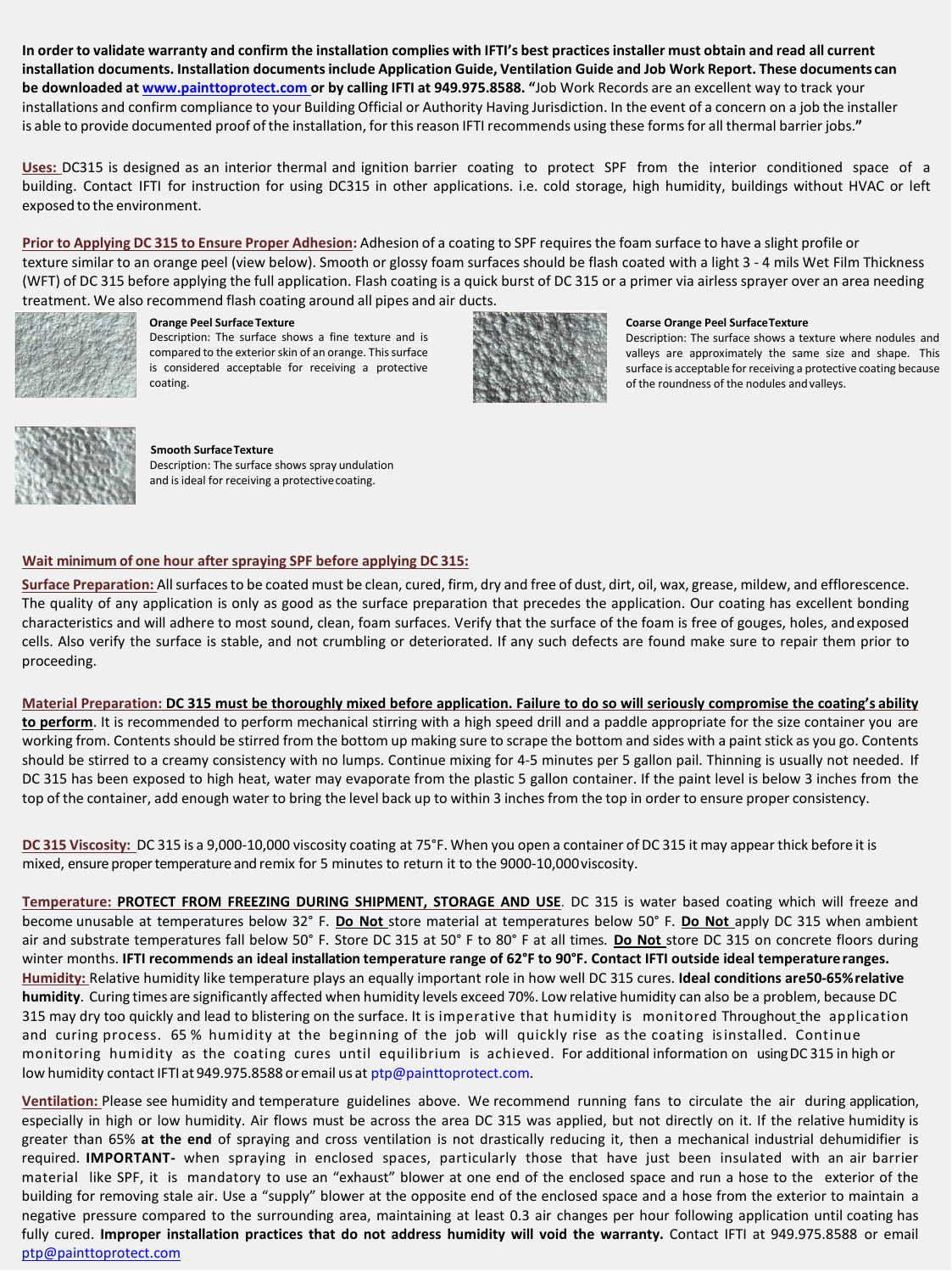**In order to validate warranty and confirm the installation complies with IFTI's best practices installer must obtain and read all current installation documents. Installation documents include Application Guide, Ventilation Guide and Job Work Report. These documents can be downloaded at www.painttoprotect.com or by calling IFTI at 949.975.8588. "**Job Work Records are an excellent way to track your installations and confirm compliance to your Building Official or Authority Having Jurisdiction. In the event of a concern on a job the installer is able to provide documented proof of the installation, for this reason IFTI recommends using these forms for all thermal barrier jobs.**"**

**Uses:** DC315 is designed as an interior thermal and ignition barrier coating to protect SPF from the interior conditioned space of a building. Contact IFTI for instruction for using DC315 in other applications. i.e. cold storage, high humidity, buildings without HVAC or left exposed to the environment.

**Prior to Applying DC 315 to Ensure Proper Adhesion:** Adhesion of a coating to SPF requires the foam surface to have a slight profile or texture similar to an orange peel (view below). Smooth or glossy foam surfaces should be flash coated with a light 3 - 4 mils Wet Film Thickness (WFT) of DC 315 before applying the full application. Flash coating is a quick burst of DC 315 or a primer via airless sprayer over an area needing treatment. We also recommend flash coating around all pipes and air ducts.

**Orange Peel Surface Texture**
Description: The surface shows a fine texture and is compared to the exterior skin of an orange. This surface is considered acceptable for receiving a protective coating.

**Coarse Orange Peel Surface Texture**
Description: The surface shows a texture where nodules and valleys are approximately the same size and shape. This surface is acceptable for receiving a protective coating because of the roundness of the nodules and valleys.

**Smooth Surface Texture**
Description: The surface shows spray undulation and is ideal for receiving a protective coating.

**Wait minimum of one hour after spraying SPF before applying DC 315:**

**Surface Preparation:** All surfaces to be coated must be clean, cured, firm, dry and free of dust, dirt, oil, wax, grease, mildew, and efflorescence. The quality of any application is only as good as the surface preparation that precedes the application. Our coating has excellent bonding characteristics and will adhere to most sound, clean, foam surfaces. Verify that the surface of the foam is free of gouges, holes, and exposed cells. Also verify the surface is stable, and not crumbling or deteriorated. If any such defects are found make sure to repair them prior to proceeding.

**Material Preparation: DC 315 must be thoroughly mixed before application. Failure to do so will seriously compromise the coating's ability to perform**. It is recommended to perform mechanical stirring with a high speed drill and a paddle appropriate for the size container you are working from. Contents should be stirred from the bottom up making sure to scrape the bottom and sides with a paint stick as you go. Contents should be stirred to a creamy consistency with no lumps. Continue mixing for 4-5 minutes per 5 gallon pail. Thinning is usually not needed. If DC 315 has been exposed to high heat, water may evaporate from the plastic 5 gallon container. If the paint level is below 3 inches from the top of the container, add enough water to bring the level back up to within 3 inches from the top in order to ensure proper consistency.

**DC 315 Viscosity:** DC 315 is a 9,000-10,000 viscosity coating at 75°F. When you open a container of DC 315 it may appear thick before it is mixed, ensure proper temperature and remix for 5 minutes to return it to the 9000-10,000 viscosity.

**Temperature: PROTECT FROM FREEZING DURING SHIPMENT, STORAGE AND USE**. DC 315 is water based coating which will freeze and become unusable at temperatures below 32° F. **Do Not** store material at temperatures below 50° F. **Do Not** apply DC 315 when ambient air and substrate temperatures fall below 50° F. Store DC 315 at 50° F to 80° F at all times. **Do Not** store DC 315 on concrete floors during winter months. **IFTI recommends an ideal installation temperature range of 62°F to 90°F. Contact IFTI outside ideal temperature ranges.**
**Humidity:** Relative humidity like temperature plays an equally important role in how well DC 315 cures. **Ideal conditions are 50-65% relative humidity**. Curing times are significantly affected when humidity levels exceed 70%. Low relative humidity can also be a problem, because DC 315 may dry too quickly and lead to blistering on the surface. It is imperative that humidity is monitored Throughout the application and curing process. 65 % humidity at the beginning of the job will quickly rise as the coating is installed. Continue monitoring humidity as the coating cures until equilibrium is achieved. For additional information on using DC 315 in high or low humidity contact IFTI at 949.975.8588 or email us at ptp@painttoprotect.com.

**Ventilation:** Please see humidity and temperature guidelines above. We recommend running fans to circulate the air during application, especially in high or low humidity. Air flows must be across the area DC 315 was applied, but not directly on it. If the relative humidity is greater than 65% **at the end** of spraying and cross ventilation is not drastically reducing it, then a mechanical industrial dehumidifier is required. **IMPORTANT-** when spraying in enclosed spaces, particularly those that have just been insulated with an air barrier material like SPF, it is mandatory to use an "exhaust" blower at one end of the enclosed space and run a hose to the exterior of the building for removing stale air. Use a "supply" blower at the opposite end of the enclosed space and a hose from the exterior to maintain a negative pressure compared to the surrounding area, maintaining at least 0.3 air changes per hour following application until coating has fully cured. **Improper installation practices that do not address humidity will void the warranty.** Contact IFTI at 949.975.8588 or email ptp@painttoprotect.com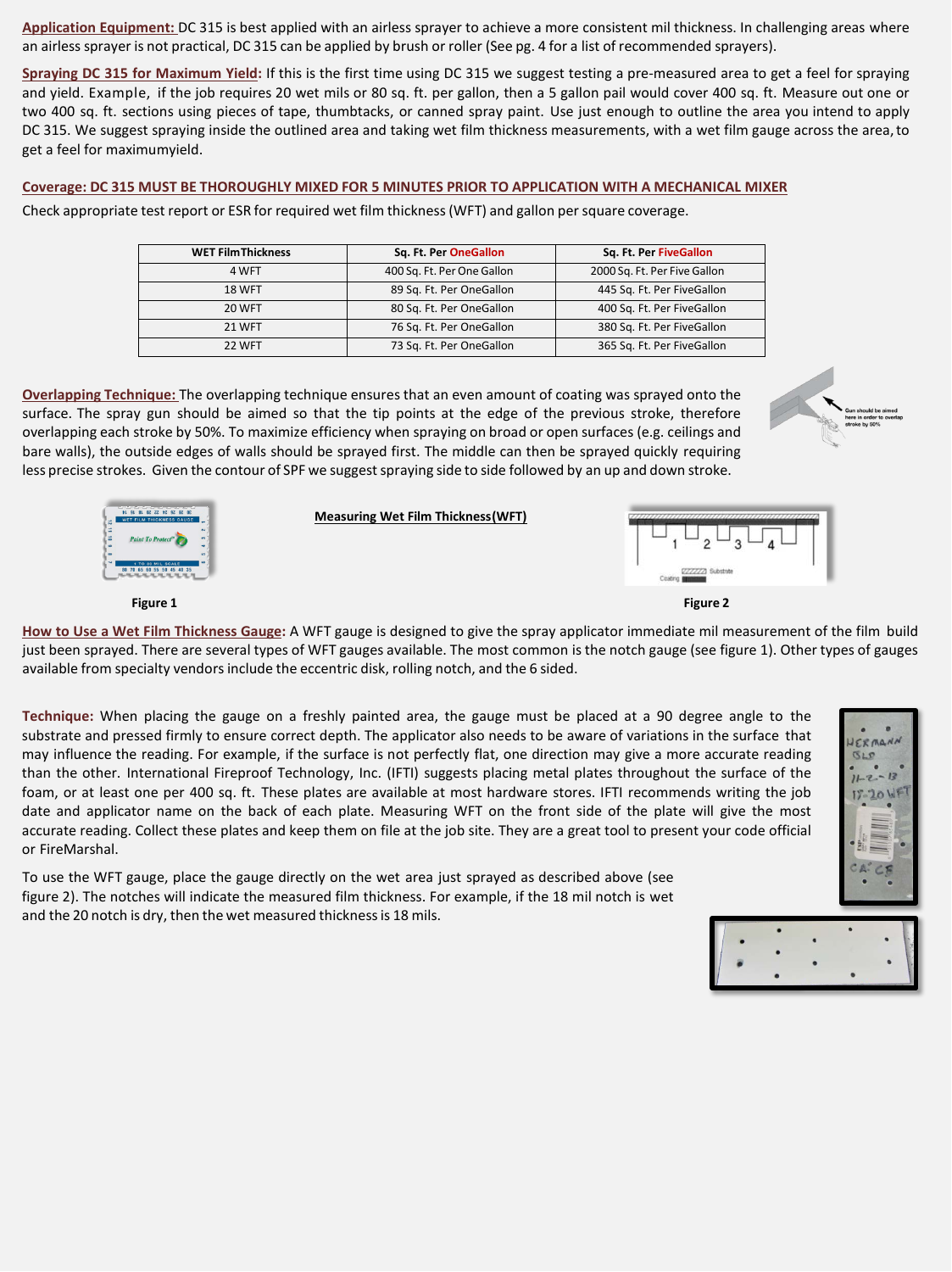**Application Equipment:** DC 315 is best applied with an airless sprayer to achieve a more consistent mil thickness. In challenging areas where an airless sprayer is not practical, DC 315 can be applied by brush or roller (See pg. 4 for a list of recommended sprayers).

**Spraying DC 315 for Maximum Yield:** If this is the first time using DC 315 we suggest testing a pre-measured area to get a feel for spraying and yield. Example, if the job requires 20 wet mils or 80 sq. ft. per gallon, then a 5 gallon pail would cover 400 sq. ft. Measure out one or two 400 sq. ft. sections using pieces of tape, thumbtacks, or canned spray paint. Use just enough to outline the area you intend to apply DC 315. We suggest spraying inside the outlined area and taking wet film thickness measurements, with a wet film gauge across the area, to get a feel for maximumyield.

**Coverage: DC 315 MUST BE THOROUGHLY MIXED FOR 5 MINUTES PRIOR TO APPLICATION WITH A MECHANICAL MIXER**

Check appropriate test report or ESR for required wet film thickness (WFT) and gallon per square coverage.

| WET FilmThickness | Sq. Ft. Per OneGallon | Sq. Ft. Per FiveGallon |
|---|---|---|
| 4 WFT | 400 Sq. Ft. Per One Gallon | 2000 Sq. Ft. Per Five Gallon |
| 18 WFT | 89 Sq. Ft. Per OneGallon | 445 Sq. Ft. Per FiveGallon |
| 20 WFT | 80 Sq. Ft. Per OneGallon | 400 Sq. Ft. Per FiveGallon |
| 21 WFT | 76 Sq. Ft. Per OneGallon | 380 Sq. Ft. Per FiveGallon |
| 22 WFT | 73 Sq. Ft. Per OneGallon | 365 Sq. Ft. Per FiveGallon |

**Overlapping Technique:** The overlapping technique ensures that an even amount of coating was sprayed onto the surface. The spray gun should be aimed so that the tip points at the edge of the previous stroke, therefore overlapping each stroke by 50%. To maximize efficiency when spraying on broad or open surfaces (e.g. ceilings and bare walls), the outside edges of walls should be sprayed first. The middle can then be sprayed quickly requiring less precise strokes. Given the contour of SPF we suggest spraying side to side followed by an up and down stroke.

Gun should be aimed here in order to overlap stroke by 50%

**Measuring Wet Film Thickness(WFT)**

Figure 1

Figure 2

**How to Use a Wet Film Thickness Gauge:** A WFT gauge is designed to give the spray applicator immediate mil measurement of the film build just been sprayed. There are several types of WFT gauges available. The most common is the notch gauge (see figure 1). Other types of gauges available from specialty vendors include the eccentric disk, rolling notch, and the 6 sided.

**Technique:** When placing the gauge on a freshly painted area, the gauge must be placed at a 90 degree angle to the substrate and pressed firmly to ensure correct depth. The applicator also needs to be aware of variations in the surface that may influence the reading. For example, if the surface is not perfectly flat, one direction may give a more accurate reading than the other. International Fireproof Technology, Inc. (IFTI) suggests placing metal plates throughout the surface of the foam, or at least one per 400 sq. ft. These plates are available at most hardware stores. IFTI recommends writing the job date and applicator name on the back of each plate. Measuring WFT on the front side of the plate will give the most accurate reading. Collect these plates and keep them on file at the job site. They are a great tool to present your code official or FireMarshal.

To use the WFT gauge, place the gauge directly on the wet area just sprayed as described above (see figure 2). The notches will indicate the measured film thickness. For example, if the 18 mil notch is wet and the 20 notch is dry, then the wet measured thickness is 18 mils.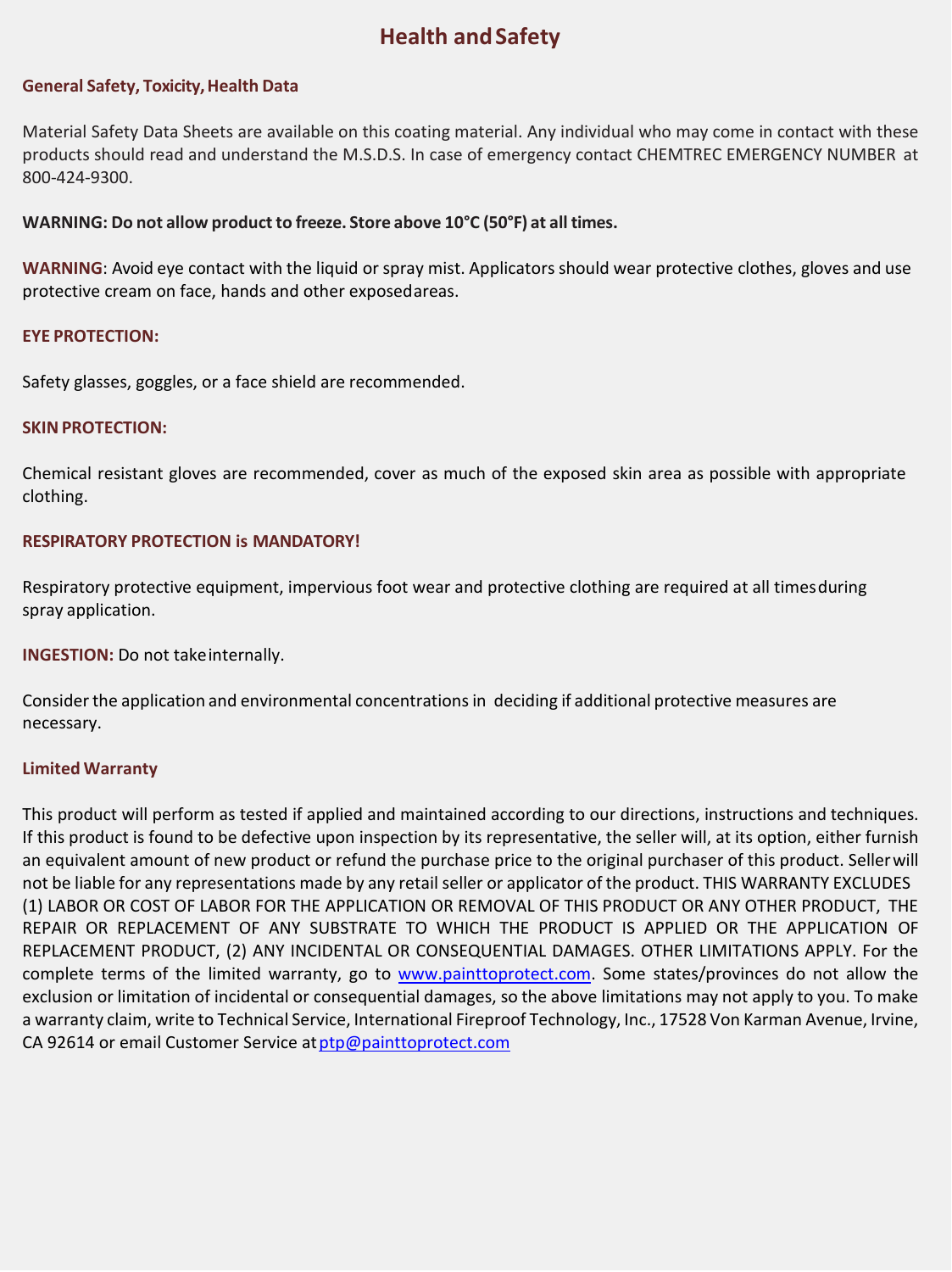# Health and Safety

### General Safety, Toxicity, Health Data

Material Safety Data Sheets are available on this coating material. Any individual who may come in contact with these products should read and understand the M.S.D.S. In case of emergency contact CHEMTREC EMERGENCY NUMBER at 800-424-9300.

**WARNING: Do not allow product to freeze. Store above 10°C (50°F) at all times.**

**WARNING**: Avoid eye contact with the liquid or spray mist. Applicators should wear protective clothes, gloves and use protective cream on face, hands and other exposed areas.

**EYE PROTECTION:**

Safety glasses, goggles, or a face shield are recommended.

**SKIN PROTECTION:**

Chemical resistant gloves are recommended, cover as much of the exposed skin area as possible with appropriate clothing.

**RESPIRATORY PROTECTION is MANDATORY!**

Respiratory protective equipment, impervious foot wear and protective clothing are required at all times during spray application.

**INGESTION:** Do not take internally.

Consider the application and environmental concentrations in deciding if additional protective measures are necessary.

### Limited Warranty

This product will perform as tested if applied and maintained according to our directions, instructions and techniques. If this product is found to be defective upon inspection by its representative, the seller will, at its option, either furnish an equivalent amount of new product or refund the purchase price to the original purchaser of this product. Seller will not be liable for any representations made by any retail seller or applicator of the product. THIS WARRANTY EXCLUDES (1) LABOR OR COST OF LABOR FOR THE APPLICATION OR REMOVAL OF THIS PRODUCT OR ANY OTHER PRODUCT, THE REPAIR OR REPLACEMENT OF ANY SUBSTRATE TO WHICH THE PRODUCT IS APPLIED OR THE APPLICATION OF REPLACEMENT PRODUCT, (2) ANY INCIDENTAL OR CONSEQUENTIAL DAMAGES. OTHER LIMITATIONS APPLY. For the complete terms of the limited warranty, go to www.painttoprotect.com. Some states/provinces do not allow the exclusion or limitation of incidental or consequential damages, so the above limitations may not apply to you. To make a warranty claim, write to Technical Service, International Fireproof Technology, Inc., 17528 Von Karman Avenue, Irvine, CA 92614 or email Customer Service at ptp@painttoprotect.com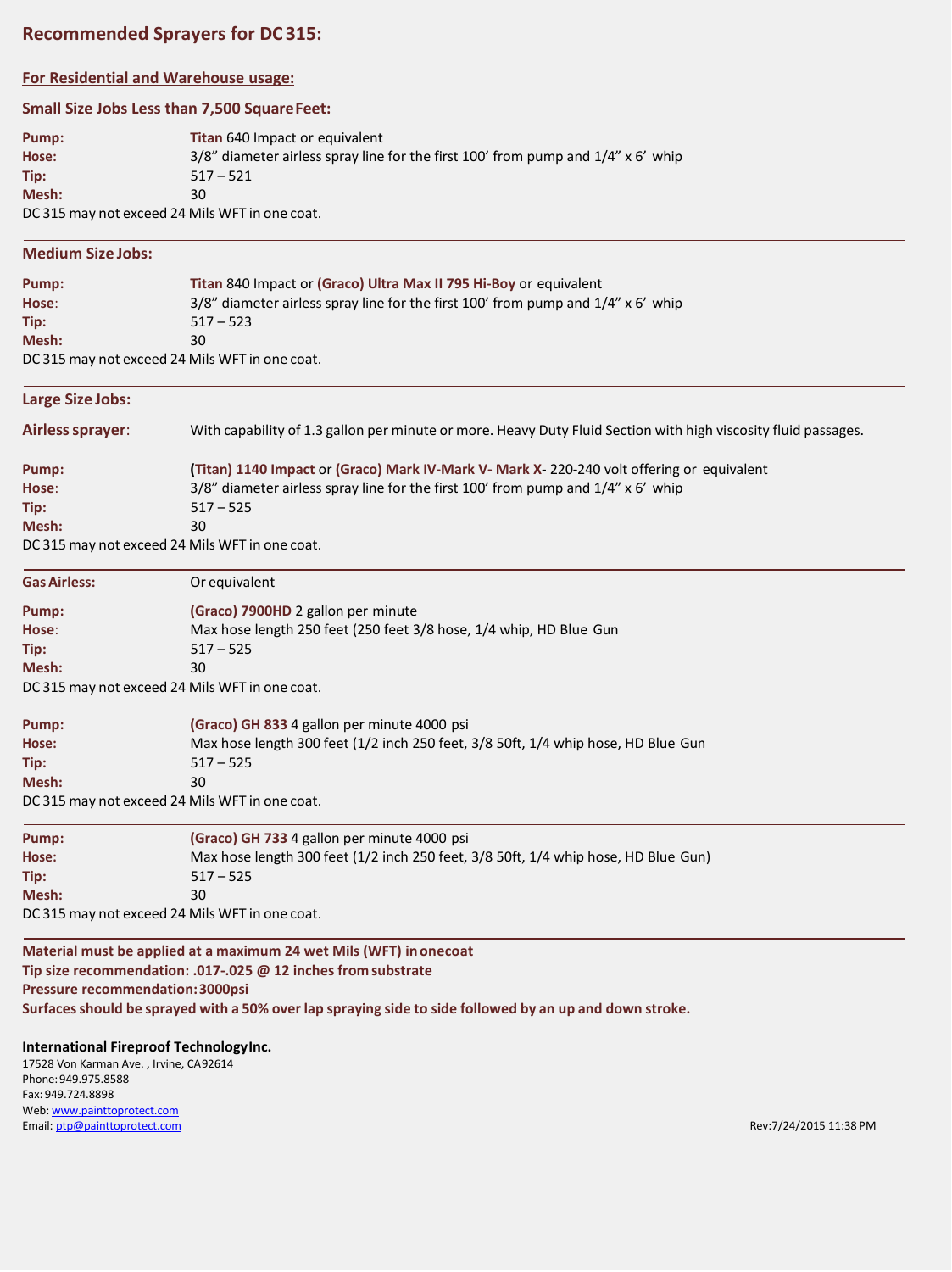## Recommended Sprayers for DC 315:

### For Residential and Warehouse usage:

### Small Size Jobs Less than 7,500 Square Feet:

**Pump:** **Titan** 640 Impact or equivalent
**Hose:** 3/8” diameter airless spray line for the first 100’ from pump and 1/4” x 6’ whip
**Tip:** 517 – 521
**Mesh:** 30
DC 315 may not exceed 24 Mils WFT in one coat.

---

### Medium Size Jobs:

**Pump:** **Titan** 840 Impact or **(Graco) Ultra Max II 795 Hi-Boy** or equivalent
**Hose**: 3/8” diameter airless spray line for the first 100’ from pump and 1/4” x 6’ whip
**Tip:** 517 – 523
**Mesh:** 30
DC 315 may not exceed 24 Mils WFT in one coat.

---

### Large Size Jobs:

**Airless sprayer**: With capability of 1.3 gallon per minute or more. Heavy Duty Fluid Section with high viscosity fluid passages.

**Pump:** **(Titan) 1140 Impact** or **(Graco) Mark IV-Mark V- Mark X**- 220-240 volt offering or equivalent
**Hose**: 3/8” diameter airless spray line for the first 100’ from pump and 1/4” x 6’ whip
**Tip:** 517 – 525
**Mesh:** 30
DC 315 may not exceed 24 Mils WFT in one coat.

---

**Gas Airless:** Or equivalent

**Pump:** **(Graco) 7900HD** 2 gallon per minute
**Hose**: Max hose length 250 feet (250 feet 3/8 hose, 1/4 whip, HD Blue Gun
**Tip:** 517 – 525
**Mesh:** 30
DC 315 may not exceed 24 Mils WFT in one coat.

**Pump:** **(Graco) GH 833** 4 gallon per minute 4000 psi
**Hose:** Max hose length 300 feet (1/2 inch 250 feet, 3/8 50ft, 1/4 whip hose, HD Blue Gun
**Tip:** 517 – 525
**Mesh:** 30
DC 315 may not exceed 24 Mils WFT in one coat.

---

**Pump:** **(Graco) GH 733** 4 gallon per minute 4000 psi
**Hose:** Max hose length 300 feet (1/2 inch 250 feet, 3/8 50ft, 1/4 whip hose, HD Blue Gun)
**Tip:** 517 – 525
**Mesh:** 30
DC 315 may not exceed 24 Mils WFT in one coat.

---

**Material must be applied at a maximum 24 wet Mils (WFT) in onecoat**
**Tip size recommendation: .017-.025 @ 12 inches from substrate**
**Pressure recommendation: 3000psi**
**Surfaces should be sprayed with a 50% over lap spraying side to side followed by an up and down stroke.**

**International Fireproof Technology Inc.**
17528 Von Karman Ave. , Irvine, CA92614
Phone: 949.975.8588
Fax: 949.724.8898
Web: www.painttoprotect.com
Email: ptp@painttoprotect.com

Rev:7/24/2015 11:38 PM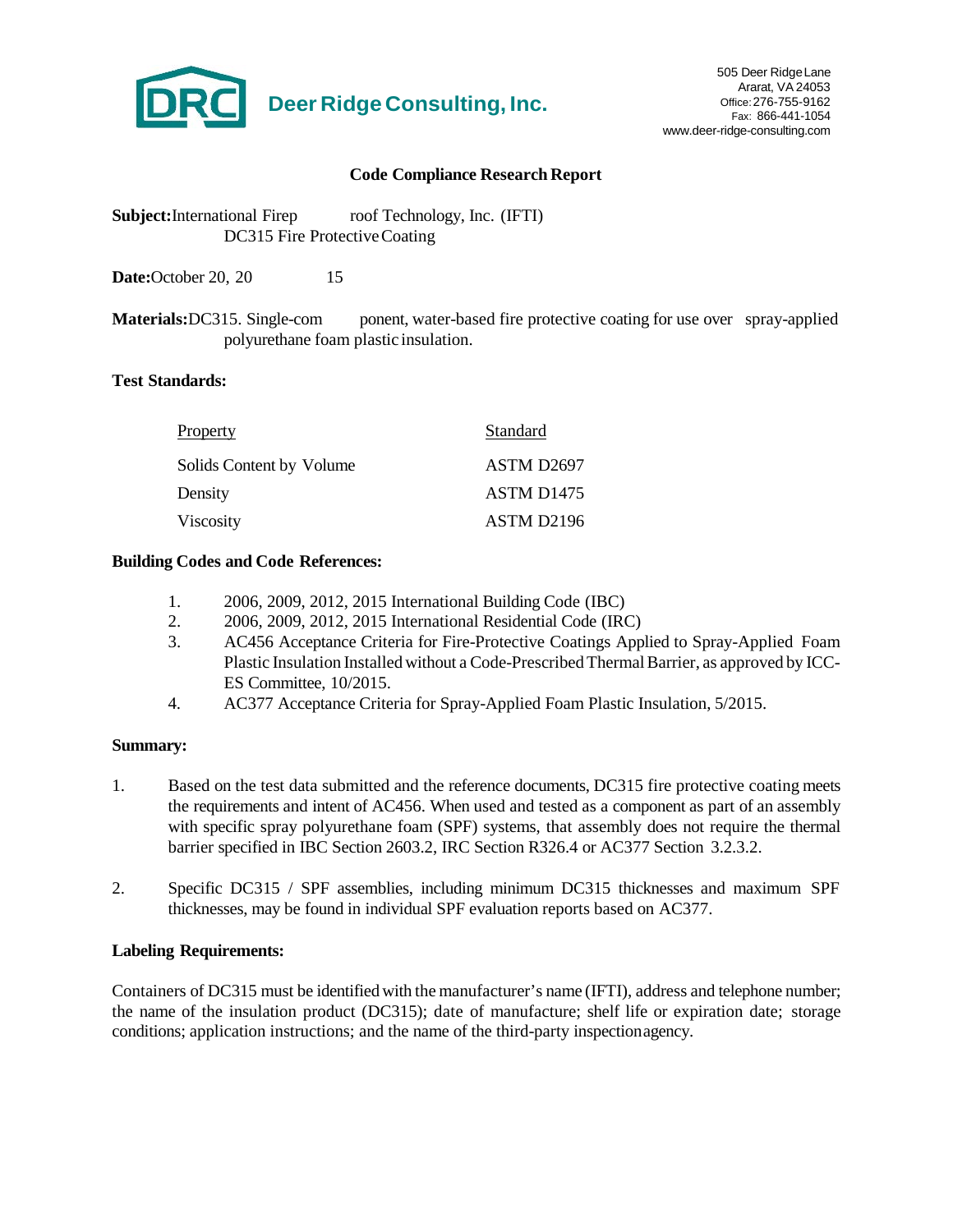Deer Ridge Consulting, Inc.

505 Deer Ridge Lane
Ararat, VA 24053
Office: 276-755-9162
Fax: 866-441-1054
www.deer-ridge-consulting.com

## Code Compliance Research Report

**Subject:** International Fireproof Technology, Inc. (IFTI)
DC315 Fire Protective Coating

**Date:** October 20, 2015

**Materials:** DC315. Single-component, water-based fire protective coating for use over spray-applied polyurethane foam plastic insulation.

**Test Standards:**

| Property | Standard |
| --- | --- |
| Solids Content by Volume | ASTM D2697 |
| Density | ASTM D1475 |
| Viscosity | ASTM D2196 |

**Building Codes and Code References:**

1. 2006, 2009, 2012, 2015 International Building Code (IBC)
2. 2006, 2009, 2012, 2015 International Residential Code (IRC)
3. AC456 Acceptance Criteria for Fire-Protective Coatings Applied to Spray-Applied Foam Plastic Insulation Installed without a Code-Prescribed Thermal Barrier, as approved by ICC-ES Committee, 10/2015.
4. AC377 Acceptance Criteria for Spray-Applied Foam Plastic Insulation, 5/2015.

**Summary:**

1. Based on the test data submitted and the reference documents, DC315 fire protective coating meets the requirements and intent of AC456. When used and tested as a component as part of an assembly with specific spray polyurethane foam (SPF) systems, that assembly does not require the thermal barrier specified in IBC Section 2603.2, IRC Section R326.4 or AC377 Section 3.2.3.2.

2. Specific DC315 / SPF assemblies, including minimum DC315 thicknesses and maximum SPF thicknesses, may be found in individual SPF evaluation reports based on AC377.

**Labeling Requirements:**

Containers of DC315 must be identified with the manufacturer's name (IFTI), address and telephone number; the name of the insulation product (DC315); date of manufacture; shelf life or expiration date; storage conditions; application instructions; and the name of the third-party inspection agency.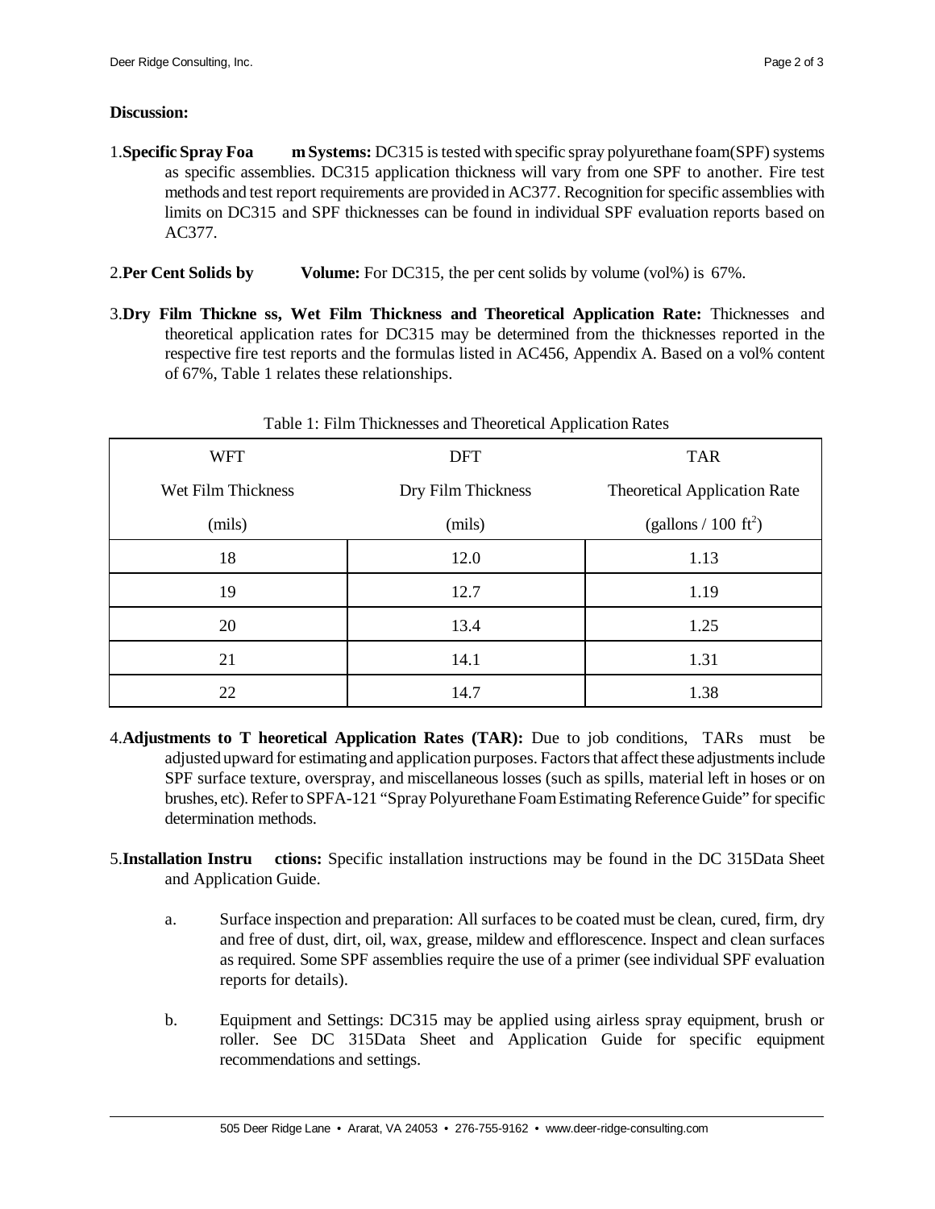**Discussion:**

1. **Specific Spray Foam Systems:** DC315 is tested with specific spray polyurethane foam(SPF) systems as specific assemblies. DC315 application thickness will vary from one SPF to another. Fire test methods and test report requirements are provided in AC377. Recognition for specific assemblies with limits on DC315 and SPF thicknesses can be found in individual SPF evaluation reports based on AC377.

2. **Per Cent Solids by Volume:** For DC315, the per cent solids by volume (vol%) is 67%.

3. **Dry Film Thickness, Wet Film Thickness and Theoretical Application Rate:** Thicknesses and theoretical application rates for DC315 may be determined from the thicknesses reported in the respective fire test reports and the formulas listed in AC456, Appendix A. Based on a vol% content of 67%, Table 1 relates these relationships.

Table 1: Film Thicknesses and Theoretical Application Rates

| WFT<br>Wet Film Thickness<br>(mils) | DFT<br>Dry Film Thickness<br>(mils) | TAR<br>Theoretical Application Rate<br>(gallons / 100 $ft^2$) |
|---|---|---|
| 18 | 12.0 | 1.13 |
| 19 | 12.7 | 1.19 |
| 20 | 13.4 | 1.25 |
| 21 | 14.1 | 1.31 |
| 22 | 14.7 | 1.38 |

4. **Adjustments to Theoretical Application Rates (TAR):** Due to job conditions, TARs must be adjusted upward for estimating and application purposes. Factors that affect these adjustments include SPF surface texture, overspray, and miscellaneous losses (such as spills, material left in hoses or on brushes, etc). Refer to SPFA-121 "Spray Polyurethane Foam Estimating Reference Guide" for specific determination methods.

5. **Installation Instructions:** Specific installation instructions may be found in the DC 315Data Sheet and Application Guide.

   a. Surface inspection and preparation: All surfaces to be coated must be clean, cured, firm, dry and free of dust, dirt, oil, wax, grease, mildew and efflorescence. Inspect and clean surfaces as required. Some SPF assemblies require the use of a primer (see individual SPF evaluation reports for details).

   b. Equipment and Settings: DC315 may be applied using airless spray equipment, brush or roller. See DC 315Data Sheet and Application Guide for specific equipment recommendations and settings.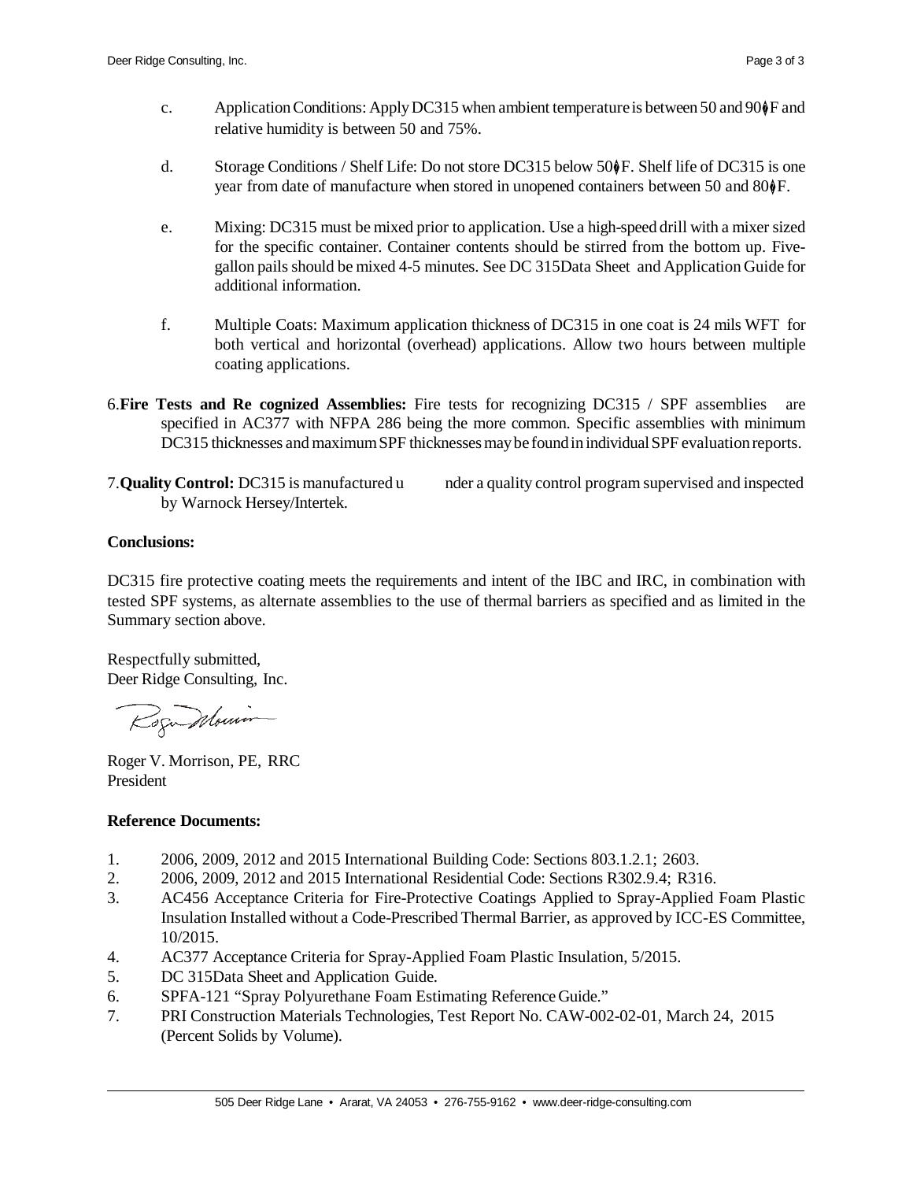c. Application Conditions: Apply DC315 when ambient temperature is between 50 and 90°F and relative humidity is between 50 and 75%.

d. Storage Conditions / Shelf Life: Do not store DC315 below 50°F. Shelf life of DC315 is one year from date of manufacture when stored in unopened containers between 50 and 80°F.

e. Mixing: DC315 must be mixed prior to application. Use a high-speed drill with a mixer sized for the specific container. Container contents should be stirred from the bottom up. Five-gallon pails should be mixed 4-5 minutes. See DC 315Data Sheet and Application Guide for additional information.

f. Multiple Coats: Maximum application thickness of DC315 in one coat is 24 mils WFT for both vertical and horizontal (overhead) applications. Allow two hours between multiple coating applications.

6. **Fire Tests and Re cognized Assemblies:** Fire tests for recognizing DC315 / SPF assemblies are specified in AC377 with NFPA 286 being the more common. Specific assemblies with minimum DC315 thicknesses and maximum SPF thicknesses may be found in individual SPF evaluation reports.

7. **Quality Control:** DC315 is manufactured under a quality control program supervised and inspected by Warnock Hersey/Intertek.

**Conclusions:**

DC315 fire protective coating meets the requirements and intent of the IBC and IRC, in combination with tested SPF systems, as alternate assemblies to the use of thermal barriers as specified and as limited in the Summary section above.

Respectfully submitted,
Deer Ridge Consulting, Inc.

Roger V. Morrison, PE, RRC
President

**Reference Documents:**

1. 2006, 2009, 2012 and 2015 International Building Code: Sections 803.1.2.1; 2603.
2. 2006, 2009, 2012 and 2015 International Residential Code: Sections R302.9.4; R316.
3. AC456 Acceptance Criteria for Fire-Protective Coatings Applied to Spray-Applied Foam Plastic Insulation Installed without a Code-Prescribed Thermal Barrier, as approved by ICC-ES Committee, 10/2015.
4. AC377 Acceptance Criteria for Spray-Applied Foam Plastic Insulation, 5/2015.
5. DC 315Data Sheet and Application Guide.
6. SPFA-121 "Spray Polyurethane Foam Estimating Reference Guide."
7. PRI Construction Materials Technologies, Test Report No. CAW-002-02-01, March 24, 2015 (Percent Solids by Volume).